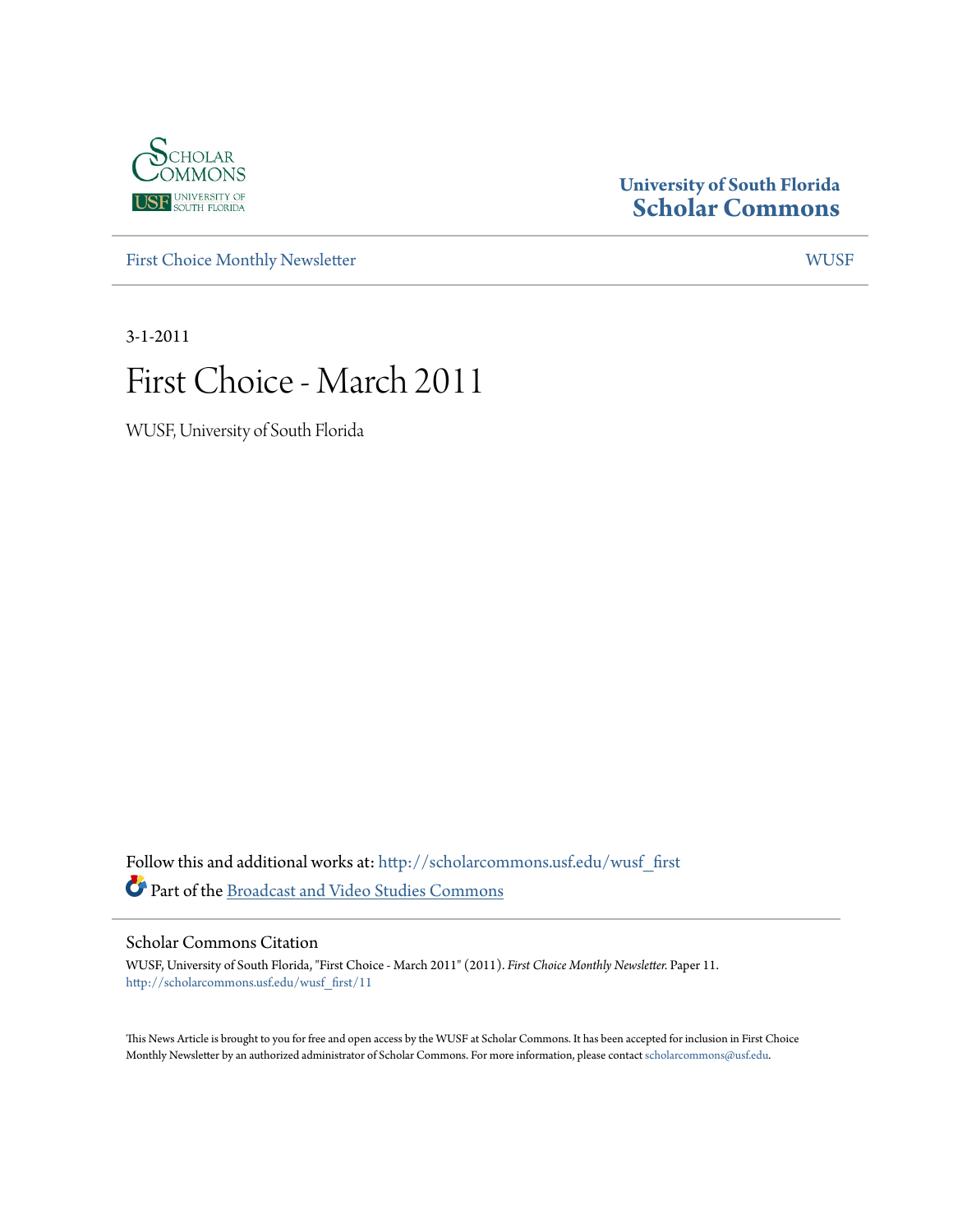University of South Florida
**Scholar Commons**

First Choice Monthly Newsletter | WUSF

3-1-2011

# First Choice - March 2011

WUSF, University of South Florida

Follow this and additional works at: http://scholarcommons.usf.edu/wusf_first

Part of the Broadcast and Video Studies Commons

## Scholar Commons Citation

WUSF, University of South Florida, "First Choice - March 2011" (2011). *First Choice Monthly Newsletter.* Paper 11.
http://scholarcommons.usf.edu/wusf_first/11

This News Article is brought to you for free and open access by the WUSF at Scholar Commons. It has been accepted for inclusion in First Choice Monthly Newsletter by an authorized administrator of Scholar Commons. For more information, please contact scholarcommons@usf.edu.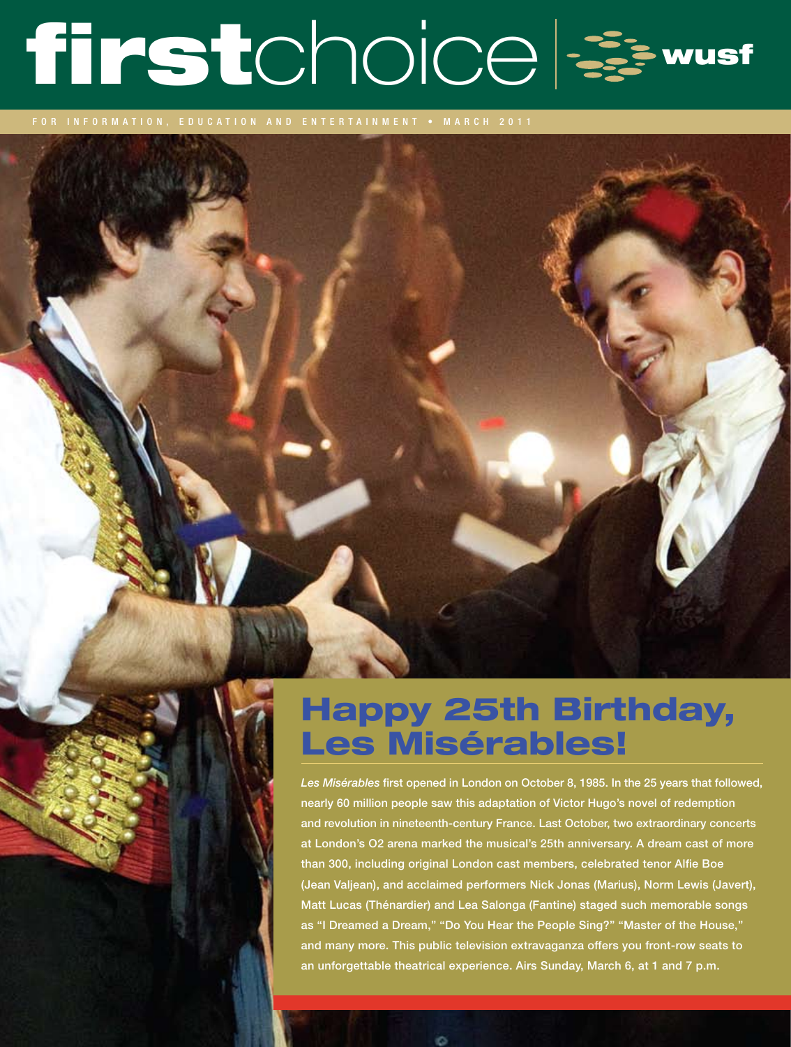# firstchoice | wusf

FOR INFORMATION, EDUCATION AND ENTERTAINMENT • MARCH 2011

## Happy 25th Birthday, Les Misérables!

*Les Misérables* first opened in London on October 8, 1985. In the 25 years that followed, nearly 60 million people saw this adaptation of Victor Hugo's novel of redemption and revolution in nineteenth-century France. Last October, two extraordinary concerts at London's O2 arena marked the musical's 25th anniversary. A dream cast of more than 300, including original London cast members, celebrated tenor Alfie Boe (Jean Valjean), and acclaimed performers Nick Jonas (Marius), Norm Lewis (Javert), Matt Lucas (Thénardier) and Lea Salonga (Fantine) staged such memorable songs as "I Dreamed a Dream," "Do You Hear the People Sing?" "Master of the House," and many more. This public television extravaganza offers you front-row seats to an unforgettable theatrical experience. Airs Sunday, March 6, at 1 and 7 p.m.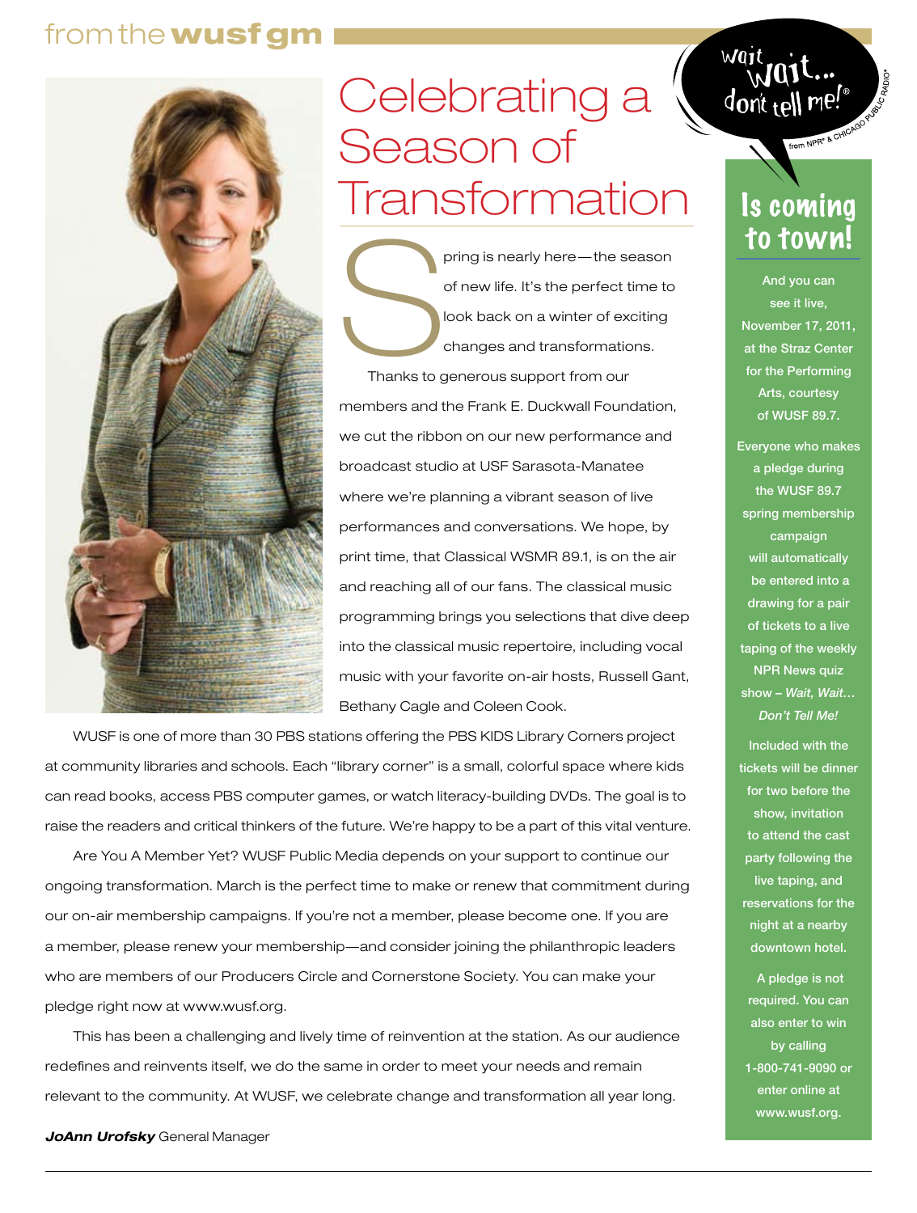from the **wusf gm**

# Celebrating a Season of Transformation

Spring is nearly here—the season of new life. It's the perfect time to look back on a winter of exciting changes and transformations.

Thanks to generous support from our members and the Frank E. Duckwall Foundation, we cut the ribbon on our new performance and broadcast studio at USF Sarasota-Manatee where we're planning a vibrant season of live performances and conversations. We hope, by print time, that Classical WSMR 89.1, is on the air and reaching all of our fans. The classical music programming brings you selections that dive deep into the classical music repertoire, including vocal music with your favorite on-air hosts, Russell Gant, Bethany Cagle and Coleen Cook.

WUSF is one of more than 30 PBS stations offering the PBS KIDS Library Corners project at community libraries and schools. Each "library corner" is a small, colorful space where kids can read books, access PBS computer games, or watch literacy-building DVDs. The goal is to raise the readers and critical thinkers of the future. We're happy to be a part of this vital venture.

Are You A Member Yet? WUSF Public Media depends on your support to continue our ongoing transformation. March is the perfect time to make or renew that commitment during our on-air membership campaigns. If you're not a member, please become one. If you are a member, please renew your membership—and consider joining the philanthropic leaders who are members of our Producers Circle and Cornerstone Society. You can make your pledge right now at www.wusf.org.

This has been a challenging and lively time of reinvention at the station. As our audience redefines and reinvents itself, we do the same in order to meet your needs and remain relevant to the community. At WUSF, we celebrate change and transformation all year long.

***JoAnn Urofsky*** General Manager

---

wait wait... don't tell me!® from NPR® & CHICAGO PUBLIC RADIO®

## Is coming to town!

And you can see it live, November 17, 2011, at the Straz Center for the Performing Arts, courtesy of WUSF 89.7.

Everyone who makes a pledge during the WUSF 89.7 spring membership campaign will automatically be entered into a drawing for a pair of tickets to a live taping of the weekly NPR News quiz show – *Wait, Wait… Don't Tell Me!*

Included with the tickets will be dinner for two before the show, invitation to attend the cast party following the live taping, and reservations for the night at a nearby downtown hotel.

A pledge is not required. You can also enter to win by calling 1-800-741-9090 or enter online at www.wusf.org.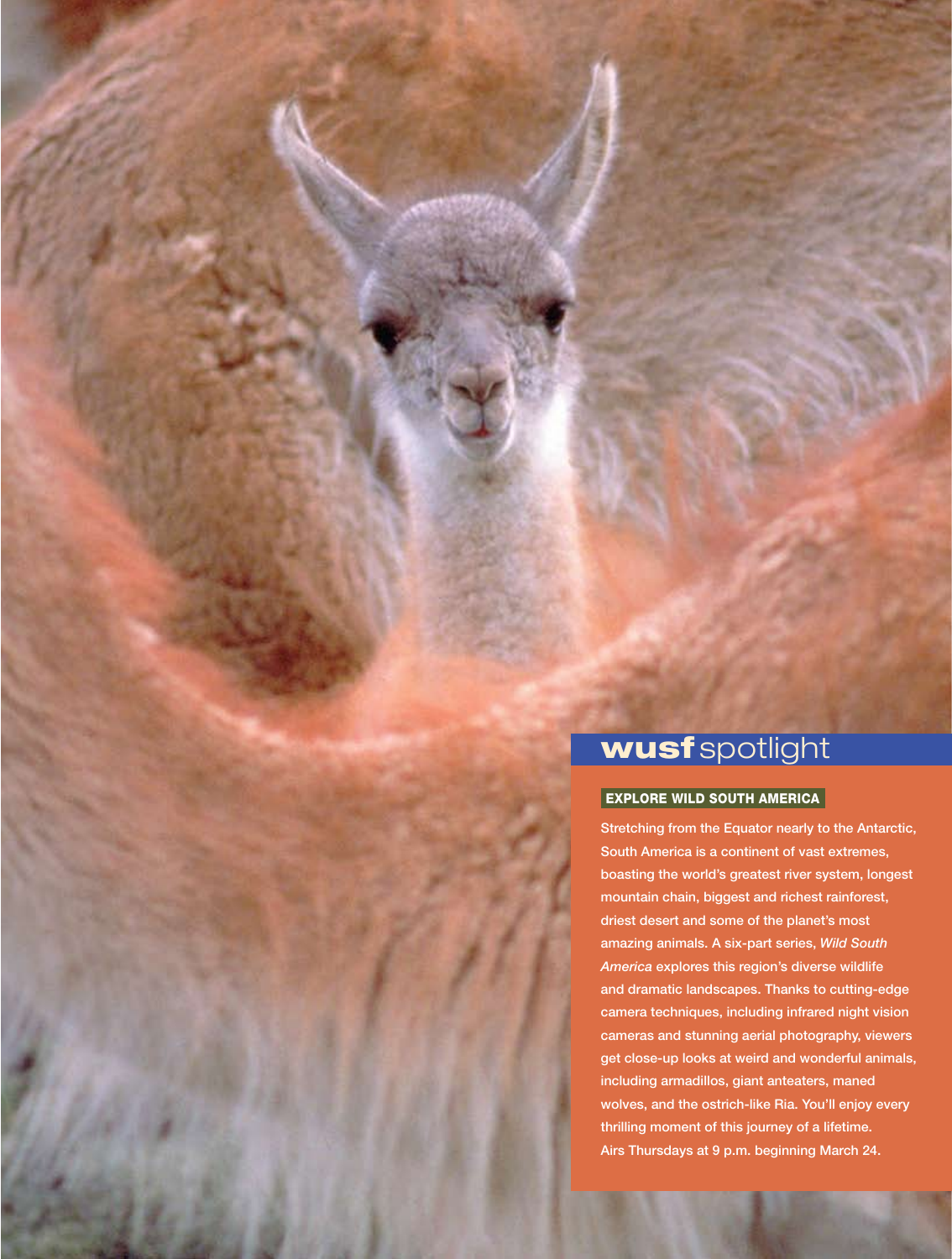## **wusf** spotlight

### EXPLORE WILD SOUTH AMERICA

Stretching from the Equator nearly to the Antarctic, South America is a continent of vast extremes, boasting the world's greatest river system, longest mountain chain, biggest and richest rainforest, driest desert and some of the planet's most amazing animals. A six-part series, *Wild South America* explores this region's diverse wildlife and dramatic landscapes. Thanks to cutting-edge camera techniques, including infrared night vision cameras and stunning aerial photography, viewers get close-up looks at weird and wonderful animals, including armadillos, giant anteaters, maned wolves, and the ostrich-like Ria. You'll enjoy every thrilling moment of this journey of a lifetime. Airs Thursdays at 9 p.m. beginning March 24.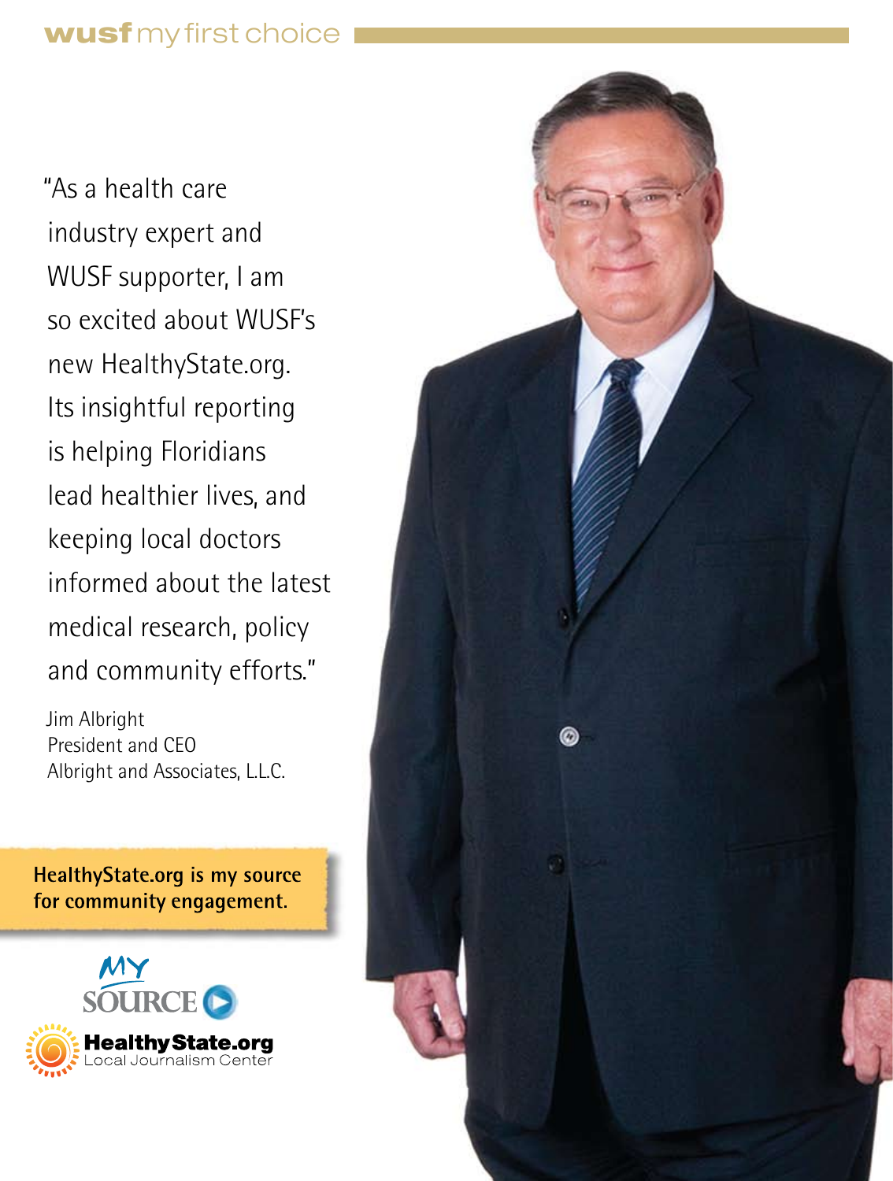**wusf** my first choice

"As a health care industry expert and WUSF supporter, I am so excited about WUSF's new HealthyState.org. Its insightful reporting is helping Floridians lead healthier lives, and keeping local doctors informed about the latest medical research, policy and community efforts."

Jim Albright
President and CEO
Albright and Associates, L.L.C.

**HealthyState.org is my source for community engagement.**

MY SOURCE

**HealthyState.org**
Local Journalism Center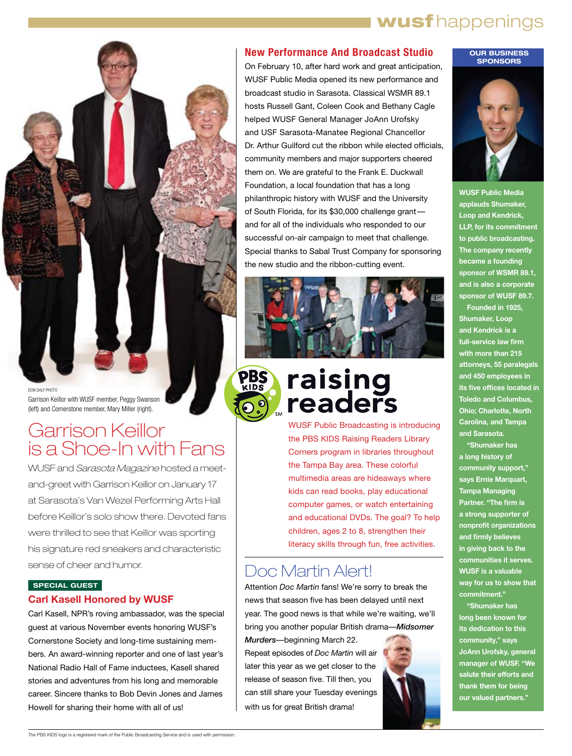DON DALY PHOTO

Garrison Keillor with WUSF member, Peggy Swanson (left) and Cornerstone member, Mary Miller (right).

# Garrison Keillor is a Shoe-In with Fans

WUSF and *Sarasota Magazine* hosted a meet-and-greet with Garrison Keillor on January 17 at Sarasota's Van Wezel Performing Arts Hall before Keillor's solo show there. Devoted fans were thrilled to see that Keillor was sporting his signature red sneakers and characteristic sense of cheer and humor.

**SPECIAL GUEST**

## Carl Kasell Honored by WUSF

Carl Kasell, NPR's roving ambassador, was the special guest at various November events honoring WUSF's Cornerstone Society and long-time sustaining members. An award-winning reporter and one of last year's National Radio Hall of Fame inductees, Kasell shared stories and adventures from his long and memorable career. Sincere thanks to Bob Devin Jones and James Howell for sharing their home with all of us!

## New Performance And Broadcast Studio

On February 10, after hard work and great anticipation, WUSF Public Media opened its new performance and broadcast studio in Sarasota. Classical WSMR 89.1 hosts Russell Gant, Coleen Cook and Bethany Cagle helped WUSF General Manager JoAnn Urofsky and USF Sarasota-Manatee Regional Chancellor Dr. Arthur Guilford cut the ribbon while elected officials, community members and major supporters cheered them on. We are grateful to the Frank E. Duckwall Foundation, a local foundation that has a long philanthropic history with WUSF and the University of South Florida, for its $30,000 challenge grant—and for all of the individuals who responded to our successful on-air campaign to meet that challenge. Special thanks to Sabal Trust Company for sponsoring the new studio and the ribbon-cutting event.

## raising readers

WUSF Public Broadcasting is introducing the PBS KIDS Raising Readers Library Corners program in libraries throughout the Tampa Bay area. These colorful multimedia areas are hideaways where kids can read books, play educational computer games, or watch entertaining and educational DVDs. The goal? To help children, ages 2 to 8, strengthen their literacy skills through fun, free activities.

# Doc Martin Alert!

Attention *Doc Martin* fans! We're sorry to break the news that season five has been delayed until next year. The good news is that while we're waiting, we'll bring you another popular British drama—***Midsomer Murders***—beginning March 22. Repeat episodes of *Doc Martin* will air later this year as we get closer to the release of season five. Till then, you can still share your Tuesday evenings with us for great British drama!

**OUR BUSINESS SPONSORS**

**WUSF Public Media applauds Shumaker, Loop and Kendrick, LLP, for its commitment to public broadcasting. The company recently became a founding sponsor of WSMR 89.1, and is also a corporate sponsor of WUSF 89.7.**

**Founded in 1925, Shumaker, Loop and Kendrick is a full-service law firm with more than 215 attorneys, 55 paralegals and 450 employees in its five offices located in Toledo and Columbus, Ohio; Charlotte, North Carolina, and Tampa and Sarasota.**

**"Shumaker has a long history of community support," says Ernie Marquart, Tampa Managing Partner. "The firm is a strong supporter of nonprofit organizations and firmly believes in giving back to the communities it serves. WUSF is a valuable way for us to show that commitment."**

**"Shumaker has long been known for its dedication to this community," says JoAnn Urofsky, general manager of WUSF. "We salute their efforts and thank them for being our valued partners."**

The PBS KIDS logo is a registered mark of the Public Broadcasting Service and is used with permission.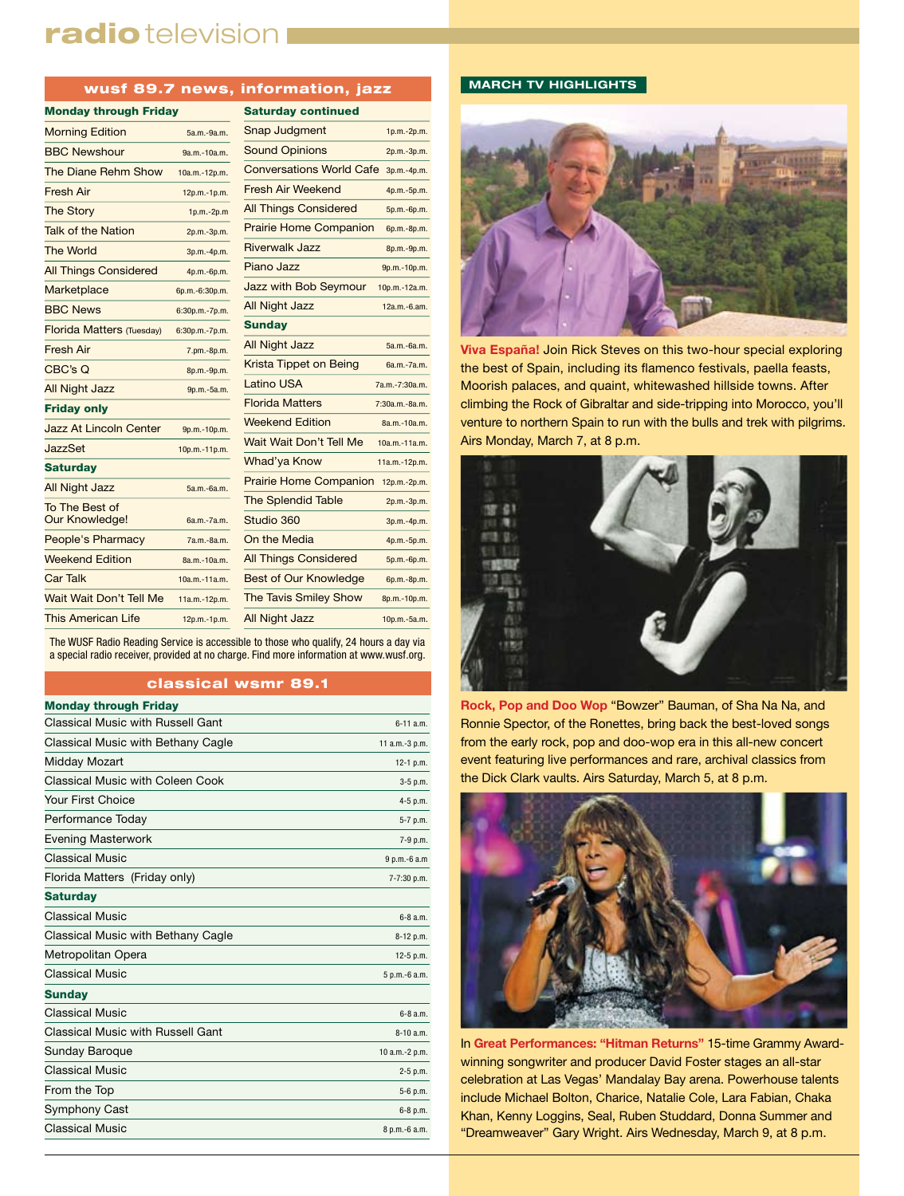# radio television

## wusf 89.7 news, information, jazz

| Monday through Friday | |
|---|---|
| Morning Edition | 5a.m.-9a.m. |
| BBC Newshour | 9a.m.-10a.m. |
| The Diane Rehm Show | 10a.m.-12p.m. |
| Fresh Air | 12p.m.-1p.m. |
| The Story | 1p.m.-2p.m |
| Talk of the Nation | 2p.m.-3p.m. |
| The World | 3p.m.-4p.m. |
| All Things Considered | 4p.m.-6p.m. |
| Marketplace | 6p.m.-6:30p.m. |
| BBC News | 6:30p.m.-7p.m. |
| Florida Matters (Tuesday) | 6:30p.m.-7p.m. |
| Fresh Air | 7.pm.-8p.m. |
| CBC's Q | 8p.m.-9p.m. |
| All Night Jazz | 9p.m.-5a.m. |
| **Friday only** | |
| Jazz At Lincoln Center | 9p.m.-10p.m. |
| JazzSet | 10p.m.-11p.m. |
| **Saturday** | |
| All Night Jazz | 5a.m.-6a.m. |
| To The Best of Our Knowledge! | 6a.m.-7a.m. |
| People's Pharmacy | 7a.m.-8a.m. |
| Weekend Edition | 8a.m.-10a.m. |
| Car Talk | 10a.m.-11a.m. |
| Wait Wait Don't Tell Me | 11a.m.-12p.m. |
| This American Life | 12p.m.-1p.m. |
| **Saturday continued** | |
| Snap Judgment | 1p.m.-2p.m. |
| Sound Opinions | 2p.m.-3p.m. |
| Conversations World Cafe | 3p.m.-4p.m. |
| Fresh Air Weekend | 4p.m.-5p.m. |
| All Things Considered | 5p.m.-6p.m. |
| Prairie Home Companion | 6p.m.-8p.m. |
| Riverwalk Jazz | 8p.m.-9p.m. |
| Piano Jazz | 9p.m.-10p.m. |
| Jazz with Bob Seymour | 10p.m.-12a.m. |
| All Night Jazz | 12a.m.-6.am. |
| **Sunday** | |
| All Night Jazz | 5a.m.-6a.m. |
| Krista Tippet on Being | 6a.m.-7a.m. |
| Latino USA | 7a.m.-7:30a.m. |
| Florida Matters | 7:30a.m.-8a.m. |
| Weekend Edition | 8a.m.-10a.m. |
| Wait Wait Don't Tell Me | 10a.m.-11a.m. |
| Whad'ya Know | 11a.m.-12p.m. |
| Prairie Home Companion | 12p.m.-2p.m. |
| The Splendid Table | 2p.m.-3p.m. |
| Studio 360 | 3p.m.-4p.m. |
| On the Media | 4p.m.-5p.m. |
| All Things Considered | 5p.m.-6p.m. |
| Best of Our Knowledge | 6p.m.-8p.m. |
| The Tavis Smiley Show | 8p.m.-10p.m. |
| All Night Jazz | 10p.m.-5a.m. |

The WUSF Radio Reading Service is accessible to those who qualify, 24 hours a day via a special radio receiver, provided at no charge. Find more information at www.wusf.org.

## classical wsmr 89.1

| Monday through Friday | |
|---|---|
| Classical Music with Russell Gant | 6-11 a.m. |
| Classical Music with Bethany Cagle | 11 a.m.-3 p.m. |
| Midday Mozart | 12-1 p.m. |
| Classical Music with Coleen Cook | 3-5 p.m. |
| Your First Choice | 4-5 p.m. |
| Performance Today | 5-7 p.m. |
| Evening Masterwork | 7-9 p.m. |
| Classical Music | 9 p.m.-6 a.m |
| Florida Matters (Friday only) | 7-7:30 p.m. |
| **Saturday** | |
| Classical Music | 6-8 a.m. |
| Classical Music with Bethany Cagle | 8-12 p.m. |
| Metropolitan Opera | 12-5 p.m. |
| Classical Music | 5 p.m.-6 a.m. |
| **Sunday** | |
| Classical Music | 6-8 a.m. |
| Classical Music with Russell Gant | 8-10 a.m. |
| Sunday Baroque | 10 a.m.-2 p.m. |
| Classical Music | 2-5 p.m. |
| From the Top | 5-6 p.m. |
| Symphony Cast | 6-8 p.m. |
| Classical Music | 8 p.m.-6 a.m. |

## MARCH TV HIGHLIGHTS

**Viva España!** Join Rick Steves on this two-hour special exploring the best of Spain, including its flamenco festivals, paella feasts, Moorish palaces, and quaint, whitewashed hillside towns. After climbing the Rock of Gibraltar and side-tripping into Morocco, you'll venture to northern Spain to run with the bulls and trek with pilgrims. Airs Monday, March 7, at 8 p.m.

**Rock, Pop and Doo Wop** "Bowzer" Bauman, of Sha Na Na, and Ronnie Spector, of the Ronettes, bring back the best-loved songs from the early rock, pop and doo-wop era in this all-new concert event featuring live performances and rare, archival classics from the Dick Clark vaults. Airs Saturday, March 5, at 8 p.m.

In **Great Performances: "Hitman Returns"** 15-time Grammy Award-winning songwriter and producer David Foster stages an all-star celebration at Las Vegas' Mandalay Bay arena. Powerhouse talents include Michael Bolton, Charice, Natalie Cole, Lara Fabian, Chaka Khan, Kenny Loggins, Seal, Ruben Studdard, Donna Summer and "Dreamweaver" Gary Wright. Airs Wednesday, March 9, at 8 p.m.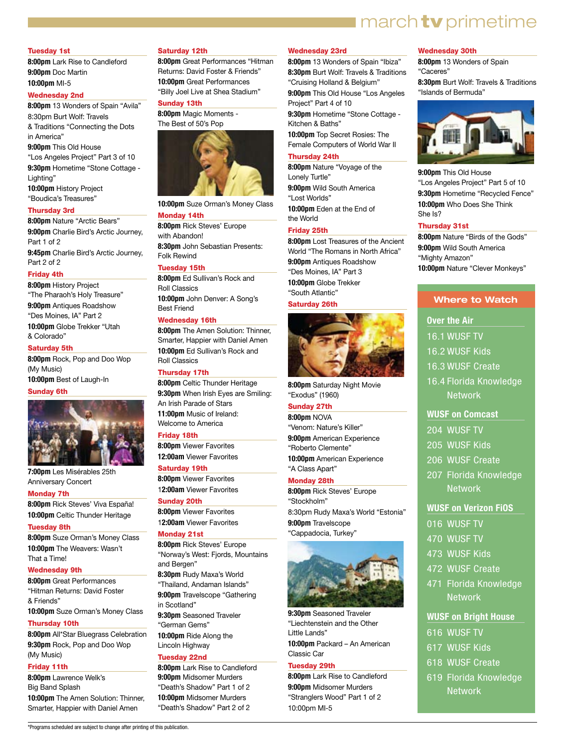# march tv primetime

### Tuesday 1st

**8:00pm** Lark Rise to Candleford
**9:00pm** Doc Martin
**10:00pm** MI-5

### Wednesday 2nd

**8:00pm** 13 Wonders of Spain "Avila"
8:30pm Burt Wolf: Travels & Traditions "Connecting the Dots in America"
**9:00pm** This Old House "Los Angeles Project" Part 3 of 10
**9:30pm** Hometime "Stone Cottage - Lighting"
**10:00pm** History Project "Boudica's Treasures"

### Thursday 3rd

**8:00pm** Nature "Arctic Bears"
**9:00pm** Charlie Bird's Arctic Journey, Part 1 of 2
**9:45pm** Charlie Bird's Arctic Journey, Part 2 of 2

### Friday 4th

**8:00pm** History Project "The Pharaoh's Holy Treasure"
**9:00pm** Antiques Roadshow "Des Moines, IA" Part 2
**10:00pm** Globe Trekker "Utah & Colorado"

### Saturday 5th

**8:00pm** Rock, Pop and Doo Wop (My Music)
**10:00pm** Best of Laugh-In

### Sunday 6th

**7:00pm** Les Misérables 25th Anniversary Concert

### Monday 7th

**8:00pm** Rick Steves' Viva España!
**10:00pm** Celtic Thunder Heritage

### Tuesday 8th

**8:00pm** Suze Orman's Money Class
**10:00pm** The Weavers: Wasn't That a Time!

### Wednesday 9th

**8:00pm** Great Performances "Hitman Returns: David Foster & Friends"
**10:00pm** Suze Orman's Money Class

### Thursday 10th

**8:00pm** All*Star Bluegrass Celebration
**9:30pm** Rock, Pop and Doo Wop (My Music)

### Friday 11th

**8:00pm** Lawrence Welk's Big Band Splash
**10:00pm** The Amen Solution: Thinner, Smarter, Happier with Daniel Amen

### Saturday 12th

**8:00pm** Great Performances "Hitman Returns: David Foster & Friends"
**10:00pm** Great Performances "Billy Joel Live at Shea Stadium"

### Sunday 13th

**8:00pm** Magic Moments - The Best of 50's Pop
**10:00pm** Suze Orman's Money Class

### Monday 14th

**8:00pm** Rick Steves' Europe with Abandon!
**8:30pm** John Sebastian Presents: Folk Rewind

### Tuesday 15th

**8:00pm** Ed Sullivan's Rock and Roll Classics
**10:00pm** John Denver: A Song's Best Friend

### Wednesday 16th

**8:00pm** The Amen Solution: Thinner, Smarter, Happier with Daniel Amen
**10:00pm** Ed Sullivan's Rock and Roll Classics

### Thursday 17th

**8:00pm** Celtic Thunder Heritage
**9:30pm** When Irish Eyes are Smiling: An Irish Parade of Stars
**11:00pm** Music of Ireland: Welcome to America

### Friday 18th

**8:00pm** Viewer Favorites
**12:00am** Viewer Favorites

### Saturday 19th

**8:00pm** Viewer Favorites
**12:00am** Viewer Favorites

### Sunday 20th

**8:00pm** Viewer Favorites
**12:00am** Viewer Favorites

### Monday 21st

**8:00pm** Rick Steves' Europe "Norway's West: Fjords, Mountains and Bergen"
**8:30pm** Rudy Maxa's World "Thailand, Andaman Islands"
**9:00pm** Travelscope "Gathering in Scotland"
**9:30pm** Seasoned Traveler "German Gems"
**10:00pm** Ride Along the Lincoln Highway

### Tuesday 22nd

**8:00pm** Lark Rise to Candleford
**9:00pm** Midsomer Murders "Death's Shadow" Part 1 of 2
**10:00pm** Midsomer Murders "Death's Shadow" Part 2 of 2

### Wednesday 23rd

**8:00pm** 13 Wonders of Spain "Ibiza"
**8:30pm** Burt Wolf: Travels & Traditions "Cruising Holland & Belgium"
**9:00pm** This Old House "Los Angeles Project" Part 4 of 10
**9:30pm** Hometime "Stone Cottage - Kitchen & Baths"
**10:00pm** Top Secret Rosies: The Female Computers of World War II

### Thursday 24th

**8:00pm** Nature "Voyage of the Lonely Turtle"
**9:00pm** Wild South America "Lost Worlds"
**10:00pm** Eden at the End of the World

### Friday 25th

**8:00pm** Lost Treasures of the Ancient World "The Romans in North Africa"
**9:00pm** Antiques Roadshow "Des Moines, IA" Part 3
**10:00pm** Globe Trekker "South Atlantic"

### Saturday 26th

**8:00pm** Saturday Night Movie "Exodus" (1960)

### Sunday 27th

**8:00pm** NOVA "Venom: Nature's Killer"
**9:00pm** American Experience "Roberto Clemente"
**10:00pm** American Experience "A Class Apart"

### Monday 28th

**8:00pm** Rick Steves' Europe "Stockholm"
8:30pm Rudy Maxa's World "Estonia"
**9:00pm** Travelscope "Cappadocia, Turkey"
**9:30pm** Seasoned Traveler "Liechtenstein and the Other Little Lands"
**10:00pm** Packard – An American Classic Car

### Tuesday 29th

**8:00pm** Lark Rise to Candleford
**9:00pm** Midsomer Murders "Stranglers Wood" Part 1 of 2
10:00pm MI-5

### Wednesday 30th

**8:00pm** 13 Wonders of Spain "Caceres"
**8:30pm** Burt Wolf: Travels & Traditions "Islands of Bermuda"
**9:00pm** This Old House "Los Angeles Project" Part 5 of 10
**9:30pm** Hometime "Recycled Fence"
**10:00pm** Who Does She Think She Is?

### Thursday 31st

**8:00pm** Nature "Birds of the Gods"
**9:00pm** Wild South America "Mighty Amazon"
**10:00pm** Nature "Clever Monkeys"

## Where to Watch

**Over the Air**
16.1 WUSF TV
16.2 WUSF Kids
16.3 WUSF Create
16.4 Florida Knowledge Network

**WUSF on Comcast**
204 WUSF TV
205 WUSF Kids
206 WUSF Create
207 Florida Knowledge Network

**WUSF on Verizon FiOS**
016 WUSF TV
470 WUSF TV
473 WUSF Kids
472 WUSF Create
471 Florida Knowledge Network

**WUSF on Bright House**
616 WUSF TV
617 WUSF Kids
618 WUSF Create
619 Florida Knowledge Network

*Programs scheduled are subject to change after printing of this publication.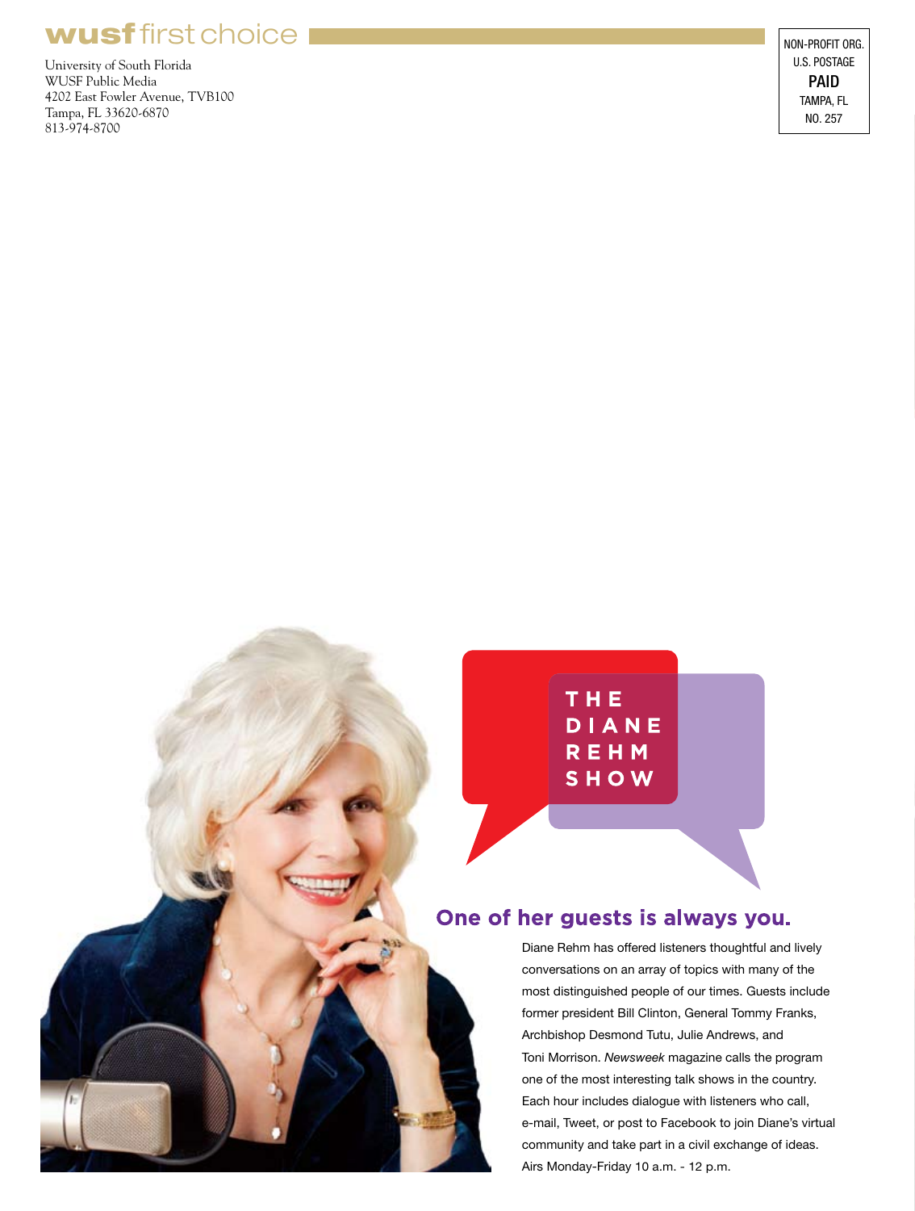**wusf** first choice

University of South Florida
WUSF Public Media
4202 East Fowler Avenue, TVB100
Tampa, FL 33620-6870
813-974-8700

NON-PROFIT ORG.
U.S. POSTAGE
PAID
TAMPA, FL
NO. 257

THE DIANE REHM SHOW

## One of her guests is always you.

Diane Rehm has offered listeners thoughtful and lively conversations on an array of topics with many of the most distinguished people of our times. Guests include former president Bill Clinton, General Tommy Franks, Archbishop Desmond Tutu, Julie Andrews, and Toni Morrison. *Newsweek* magazine calls the program one of the most interesting talk shows in the country. Each hour includes dialogue with listeners who call, e-mail, Tweet, or post to Facebook to join Diane's virtual community and take part in a civil exchange of ideas. Airs Monday-Friday 10 a.m. - 12 p.m.